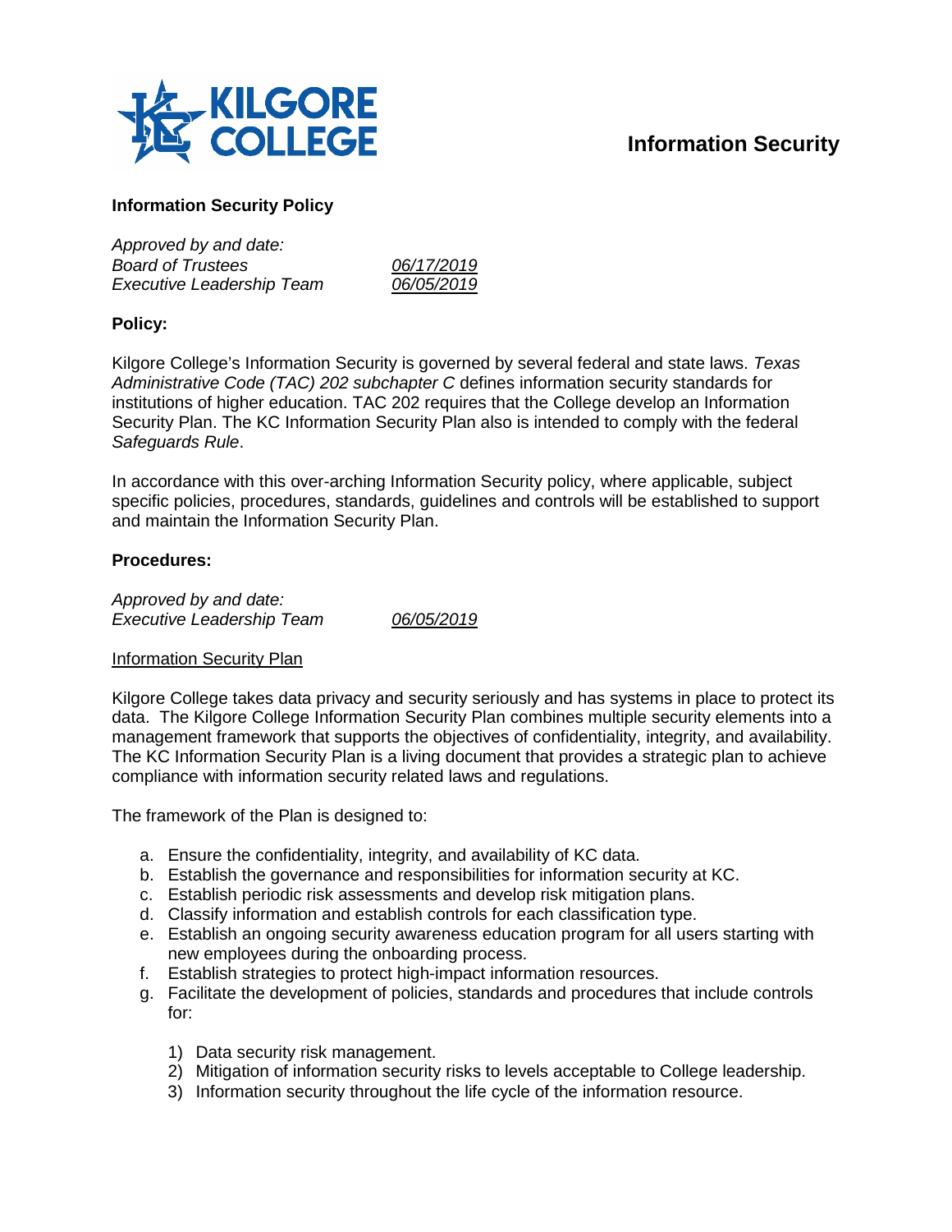# Information Security

## Information Security Policy

*Approved by and date:*
*Board of Trustees* *06/17/2019*
*Executive Leadership Team* *06/05/2019*

### Policy:

Kilgore College's Information Security is governed by several federal and state laws. *Texas Administrative Code (TAC) 202 subchapter C* defines information security standards for institutions of higher education. TAC 202 requires that the College develop an Information Security Plan. The KC Information Security Plan also is intended to comply with the federal *Safeguards Rule*.

In accordance with this over-arching Information Security policy, where applicable, subject specific policies, procedures, standards, guidelines and controls will be established to support and maintain the Information Security Plan.

### Procedures:

*Approved by and date:*
*Executive Leadership Team* *06/05/2019*

Information Security Plan

Kilgore College takes data privacy and security seriously and has systems in place to protect its data. The Kilgore College Information Security Plan combines multiple security elements into a management framework that supports the objectives of confidentiality, integrity, and availability. The KC Information Security Plan is a living document that provides a strategic plan to achieve compliance with information security related laws and regulations.

The framework of the Plan is designed to:

a. Ensure the confidentiality, integrity, and availability of KC data.
b. Establish the governance and responsibilities for information security at KC.
c. Establish periodic risk assessments and develop risk mitigation plans.
d. Classify information and establish controls for each classification type.
e. Establish an ongoing security awareness education program for all users starting with new employees during the onboarding process.
f. Establish strategies to protect high-impact information resources.
g. Facilitate the development of policies, standards and procedures that include controls for:
    1) Data security risk management.
    2) Mitigation of information security risks to levels acceptable to College leadership.
    3) Information security throughout the life cycle of the information resource.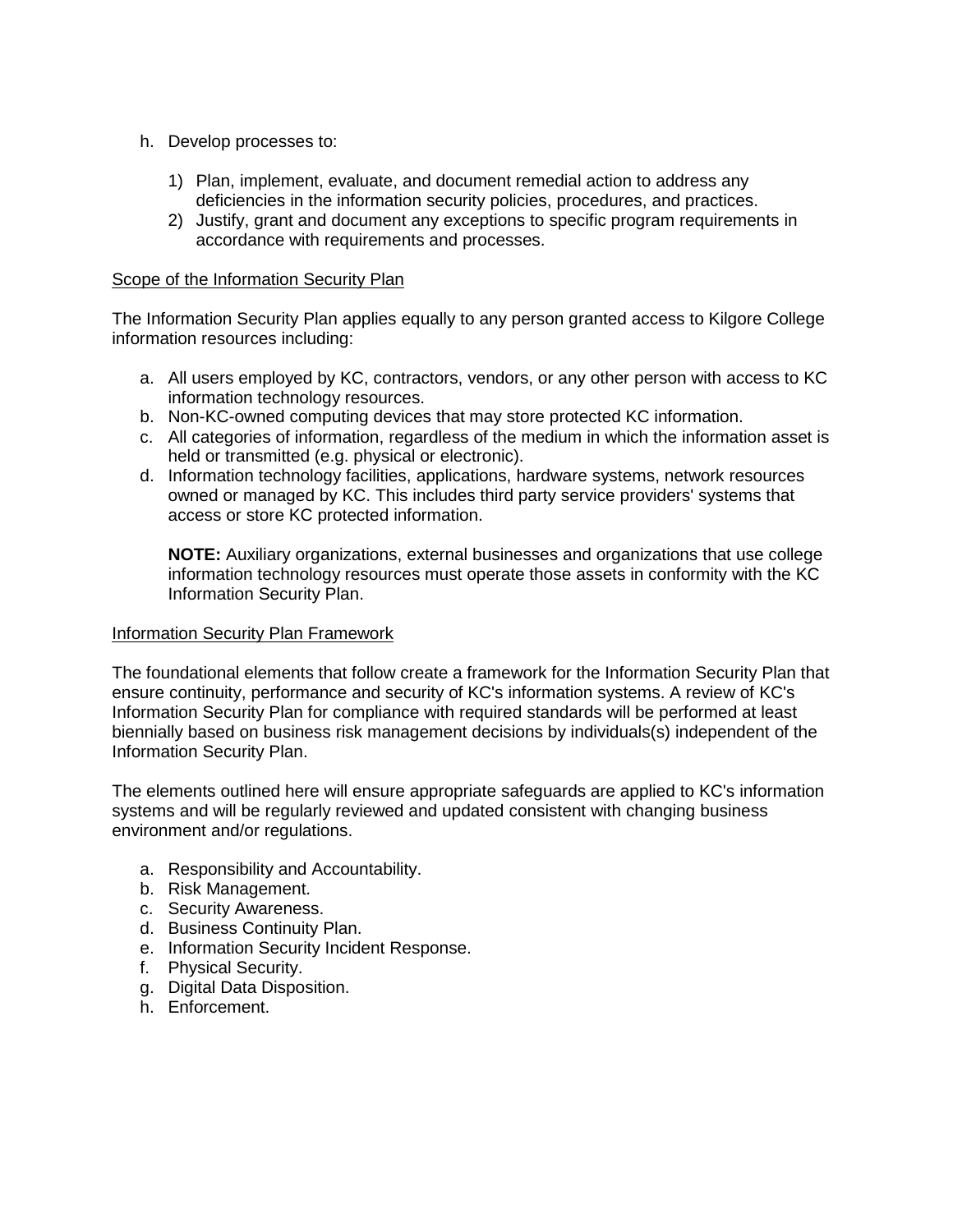h. Develop processes to:

    1) Plan, implement, evaluate, and document remedial action to address any deficiencies in the information security policies, procedures, and practices.
    2) Justify, grant and document any exceptions to specific program requirements in accordance with requirements and processes.

<u>Scope of the Information Security Plan</u>

The Information Security Plan applies equally to any person granted access to Kilgore College information resources including:

a. All users employed by KC, contractors, vendors, or any other person with access to KC information technology resources.
b. Non-KC-owned computing devices that may store protected KC information.
c. All categories of information, regardless of the medium in which the information asset is held or transmitted (e.g. physical or electronic).
d. Information technology facilities, applications, hardware systems, network resources owned or managed by KC. This includes third party service providers' systems that access or store KC protected information.

    **NOTE:** Auxiliary organizations, external businesses and organizations that use college information technology resources must operate those assets in conformity with the KC Information Security Plan.

<u>Information Security Plan Framework</u>

The foundational elements that follow create a framework for the Information Security Plan that ensure continuity, performance and security of KC's information systems. A review of KC's Information Security Plan for compliance with required standards will be performed at least biennially based on business risk management decisions by individuals(s) independent of the Information Security Plan.

The elements outlined here will ensure appropriate safeguards are applied to KC's information systems and will be regularly reviewed and updated consistent with changing business environment and/or regulations.

a. Responsibility and Accountability.
b. Risk Management.
c. Security Awareness.
d. Business Continuity Plan.
e. Information Security Incident Response.
f. Physical Security.
g. Digital Data Disposition.
h. Enforcement.